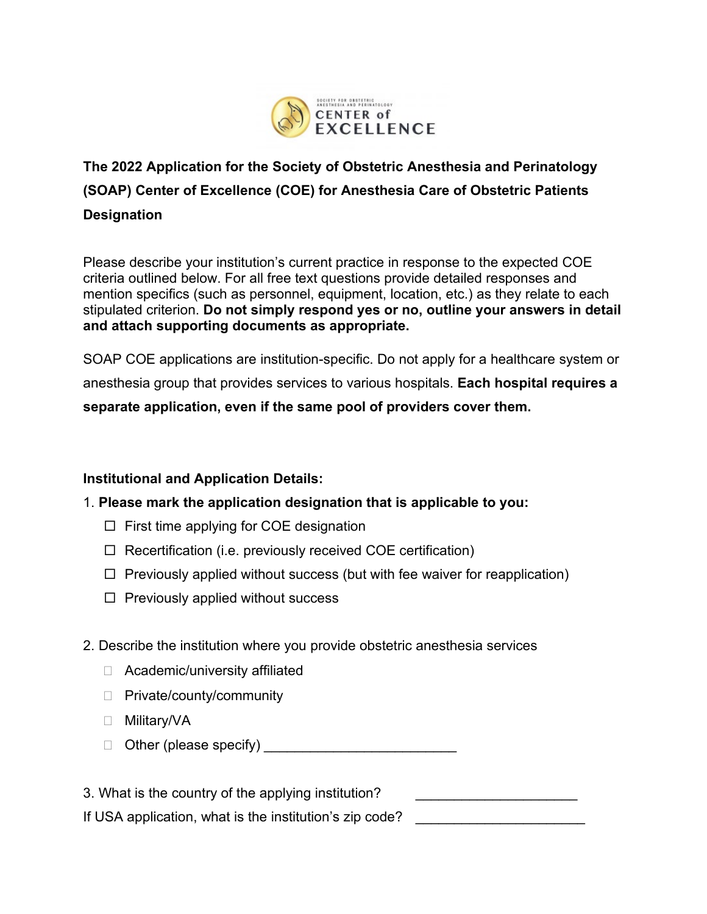**The 2022 Application for the Society of Obstetric Anesthesia and Perinatology (SOAP) Center of Excellence (COE) for Anesthesia Care of Obstetric Patients Designation**

Please describe your institution's current practice in response to the expected COE criteria outlined below. For all free text questions provide detailed responses and mention specifics (such as personnel, equipment, location, etc.) as they relate to each stipulated criterion. **Do not simply respond yes or no, outline your answers in detail and attach supporting documents as appropriate.**

SOAP COE applications are institution-specific. Do not apply for a healthcare system or anesthesia group that provides services to various hospitals. **Each hospital requires a separate application, even if the same pool of providers cover them.**

**Institutional and Application Details:**

1. **Please mark the application designation that is applicable to you:**
   - ☐ First time applying for COE designation
   - ☐ Recertification (i.e. previously received COE certification)
   - ☐ Previously applied without success (but with fee waiver for reapplication)
   - ☐ Previously applied without success

2. Describe the institution where you provide obstetric anesthesia services
   - ☐ Academic/university affiliated
   - ☐ Private/county/community
   - ☐ Military/VA
   - ☐ Other (please specify) ________________________

3. What is the country of the applying institution? ____________________

If USA application, what is the institution's zip code? ____________________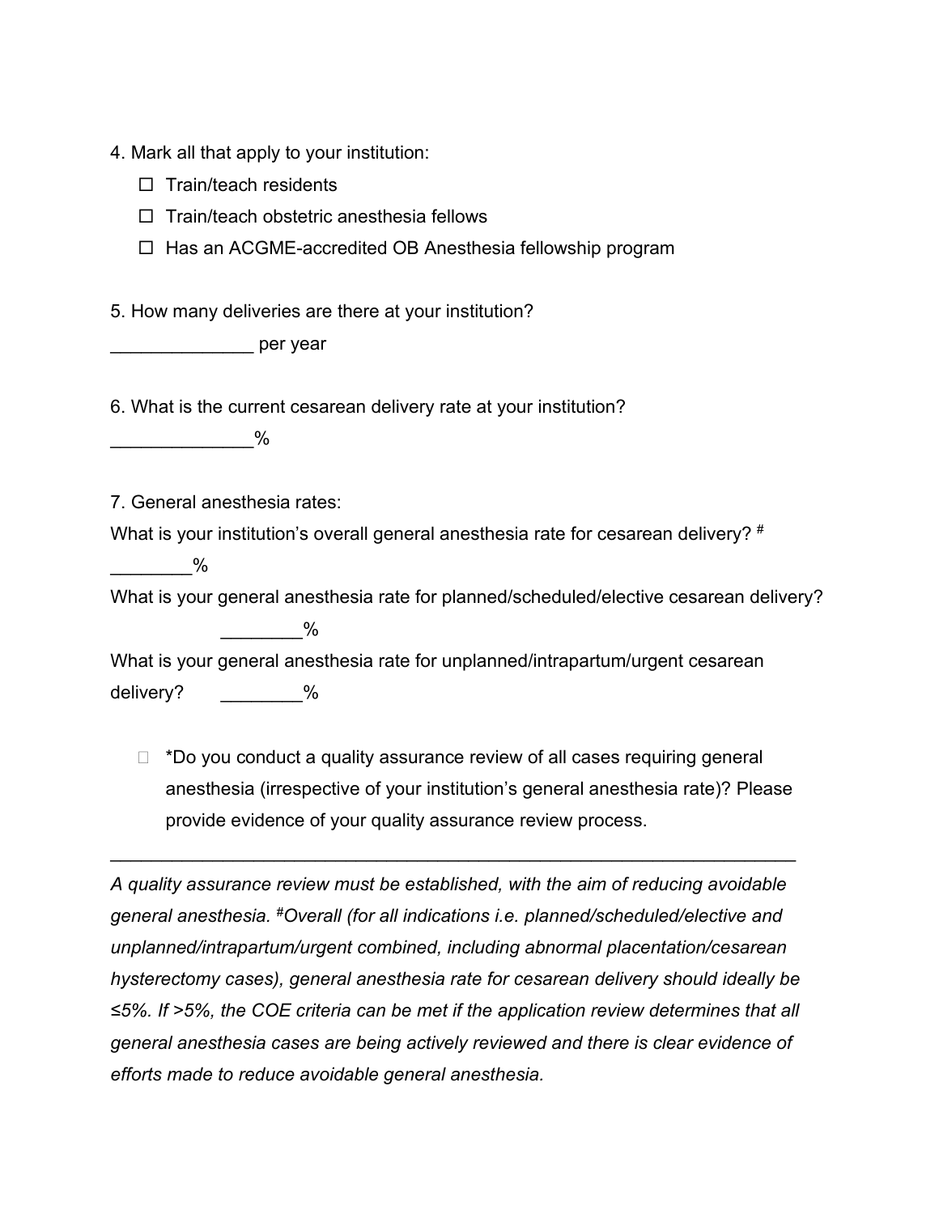4. Mark all that apply to your institution:
   - ☐ Train/teach residents
   - ☐ Train/teach obstetric anesthesia fellows
   - ☐ Has an ACGME-accredited OB Anesthesia fellowship program

5. How many deliveries are there at your institution?

______________ per year

6. What is the current cesarean delivery rate at your institution?

______________%

7. General anesthesia rates:

What is your institution's overall general anesthesia rate for cesarean delivery? #

________%

What is your general anesthesia rate for planned/scheduled/elective cesarean delivery?

________%

What is your general anesthesia rate for unplanned/intrapartum/urgent cesarean delivery? ________%

- ☐ *Do you conduct a quality assurance review of all cases requiring general anesthesia (irrespective of your institution's general anesthesia rate)? Please provide evidence of your quality assurance review process.

---

*A quality assurance review must be established, with the aim of reducing avoidable general anesthesia. #Overall (for all indications i.e. planned/scheduled/elective and unplanned/intrapartum/urgent combined, including abnormal placentation/cesarean hysterectomy cases), general anesthesia rate for cesarean delivery should ideally be ≤5%. If >5%, the COE criteria can be met if the application review determines that all general anesthesia cases are being actively reviewed and there is clear evidence of efforts made to reduce avoidable general anesthesia.*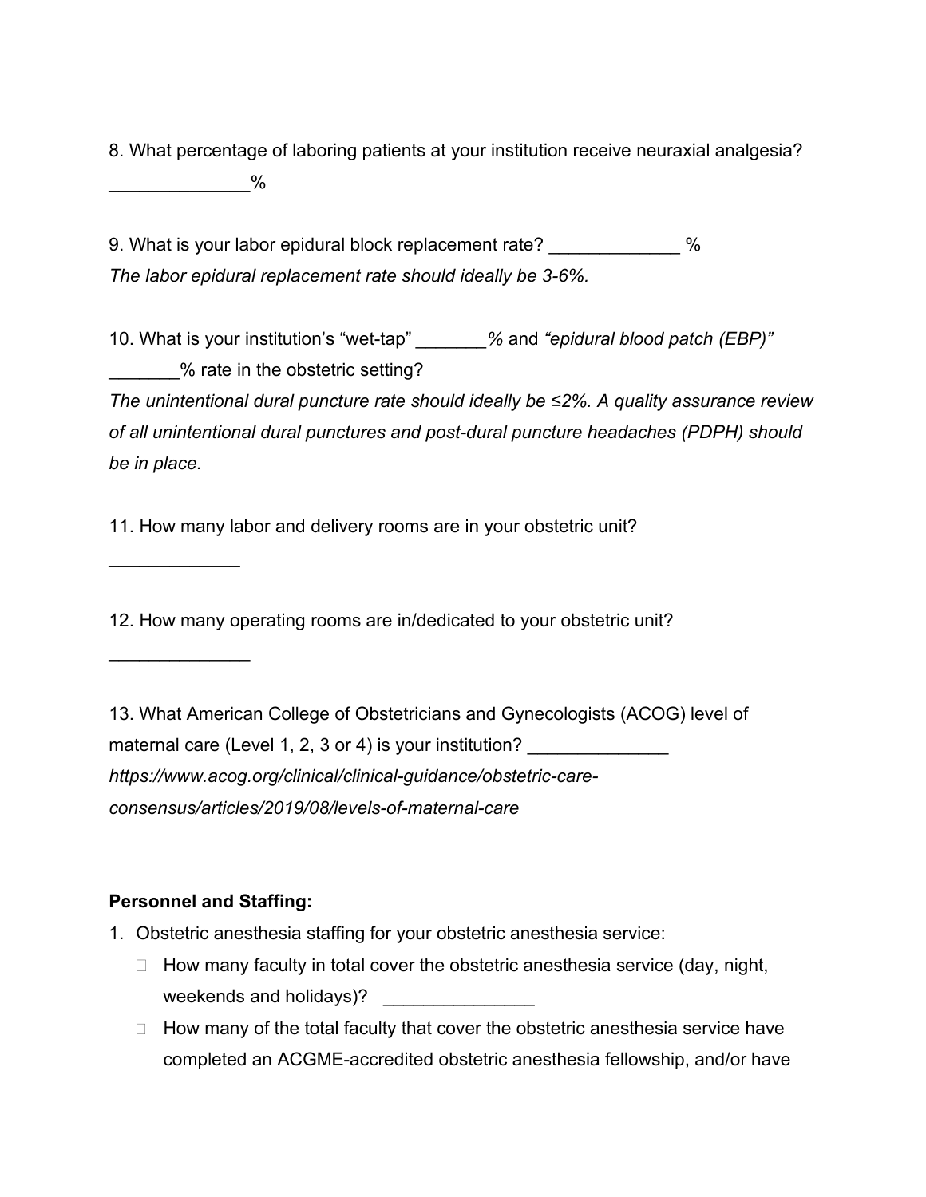8. What percentage of laboring patients at your institution receive neuraxial analgesia? _____________%

9. What is your labor epidural block replacement rate? ____________ %

*The labor epidural replacement rate should ideally be 3-6%.*

10. What is your institution's "wet-tap" _______*%* and *"epidural blood patch (EBP)"* _______% rate in the obstetric setting?

*The unintentional dural puncture rate should ideally be ≤2%. A quality assurance review of all unintentional dural punctures and post-dural puncture headaches (PDPH) should be in place.*

11. How many labor and delivery rooms are in your obstetric unit? ____________

12. How many operating rooms are in/dedicated to your obstetric unit? _____________

13. What American College of Obstetricians and Gynecologists (ACOG) level of maternal care (Level 1, 2, 3 or 4) is your institution? _____________

*https://www.acog.org/clinical/clinical-guidance/obstetric-care-consensus/articles/2019/08/levels-of-maternal-care*

**Personnel and Staffing:**

1. Obstetric anesthesia staffing for your obstetric anesthesia service:
   - How many faculty in total cover the obstetric anesthesia service (day, night, weekends and holidays)? ______________
   - How many of the total faculty that cover the obstetric anesthesia service have completed an ACGME-accredited obstetric anesthesia fellowship, and/or have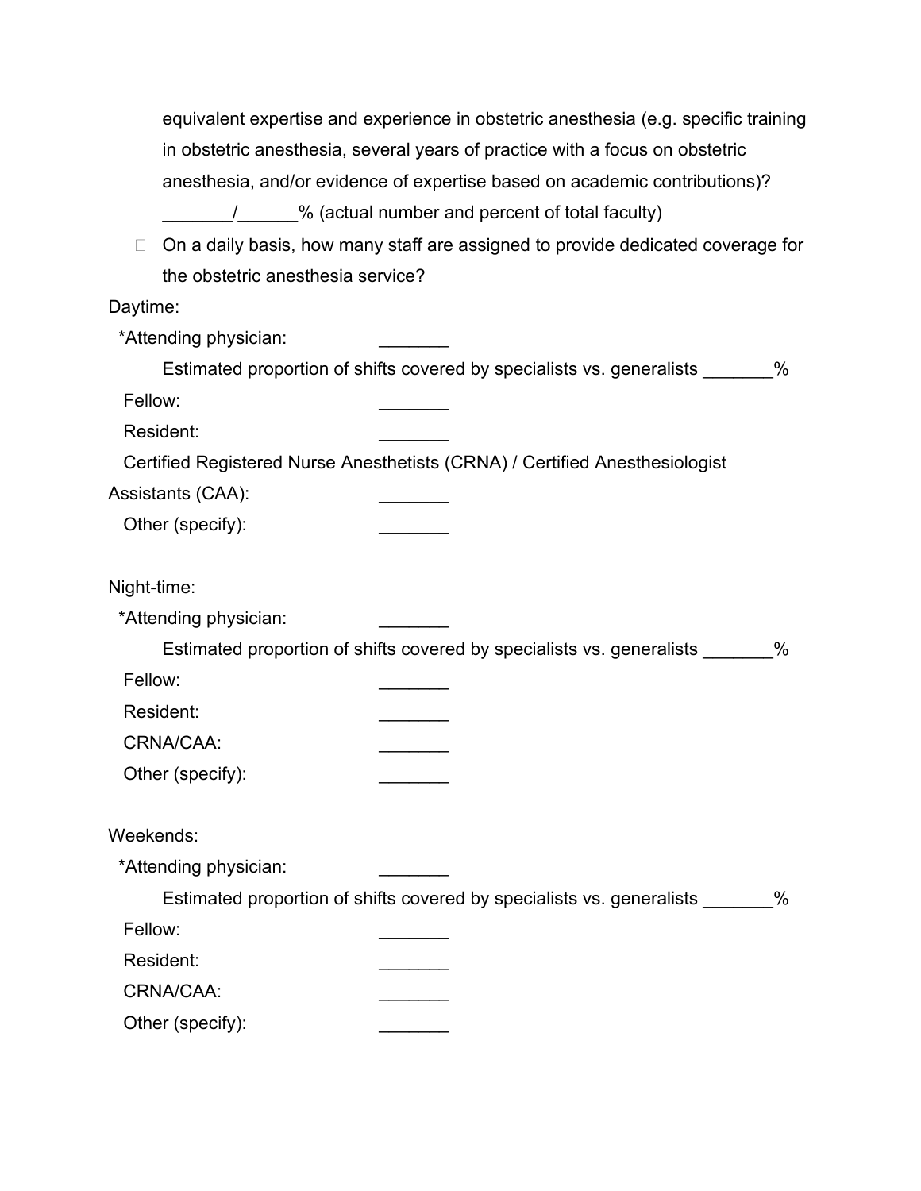equivalent expertise and experience in obstetric anesthesia (e.g. specific training in obstetric anesthesia, several years of practice with a focus on obstetric anesthesia, and/or evidence of expertise based on academic contributions)?
_______/______% (actual number and percent of total faculty)

- On a daily basis, how many staff are assigned to provide dedicated coverage for the obstetric anesthesia service?

Daytime:

*Attending physician: _______

Estimated proportion of shifts covered by specialists vs. generalists _______%

Fellow: _______

Resident: _______

Certified Registered Nurse Anesthetists (CRNA) / Certified Anesthesiologist Assistants (CAA): _______

Other (specify): _______

Night-time:

*Attending physician: _______

Estimated proportion of shifts covered by specialists vs. generalists _______%

Fellow: _______

Resident: _______

CRNA/CAA: _______

Other (specify): _______

Weekends:

*Attending physician: _______

Estimated proportion of shifts covered by specialists vs. generalists _______%

Fellow: _______

Resident: _______

CRNA/CAA: _______

Other (specify): _______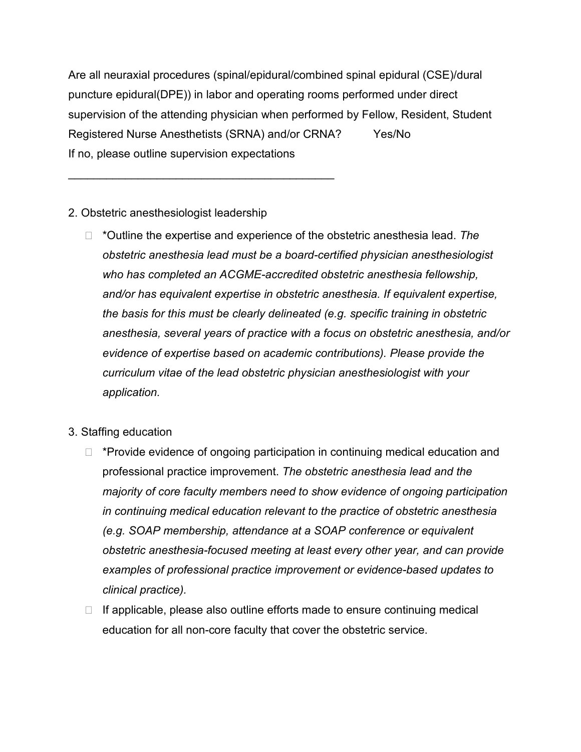Are all neuraxial procedures (spinal/epidural/combined spinal epidural (CSE)/dural puncture epidural(DPE)) in labor and operating rooms performed under direct supervision of the attending physician when performed by Fellow, Resident, Student Registered Nurse Anesthetists (SRNA) and/or CRNA? Yes/No

If no, please outline supervision expectations

___________________________________________

2. Obstetric anesthesiologist leadership

- ☐ *Outline the expertise and experience of the obstetric anesthesia lead. *The obstetric anesthesia lead must be a board-certified physician anesthesiologist who has completed an ACGME-accredited obstetric anesthesia fellowship, and/or has equivalent expertise in obstetric anesthesia. If equivalent expertise, the basis for this must be clearly delineated (e.g. specific training in obstetric anesthesia, several years of practice with a focus on obstetric anesthesia, and/or evidence of expertise based on academic contributions). Please provide the curriculum vitae of the lead obstetric physician anesthesiologist with your application.*

3. Staffing education

- ☐ *Provide evidence of ongoing participation in continuing medical education and professional practice improvement. *The obstetric anesthesia lead and the majority of core faculty members need to show evidence of ongoing participation in continuing medical education relevant to the practice of obstetric anesthesia (e.g. SOAP membership, attendance at a SOAP conference or equivalent obstetric anesthesia-focused meeting at least every other year, and can provide examples of professional practice improvement or evidence-based updates to clinical practice).*
- ☐ If applicable, please also outline efforts made to ensure continuing medical education for all non-core faculty that cover the obstetric service.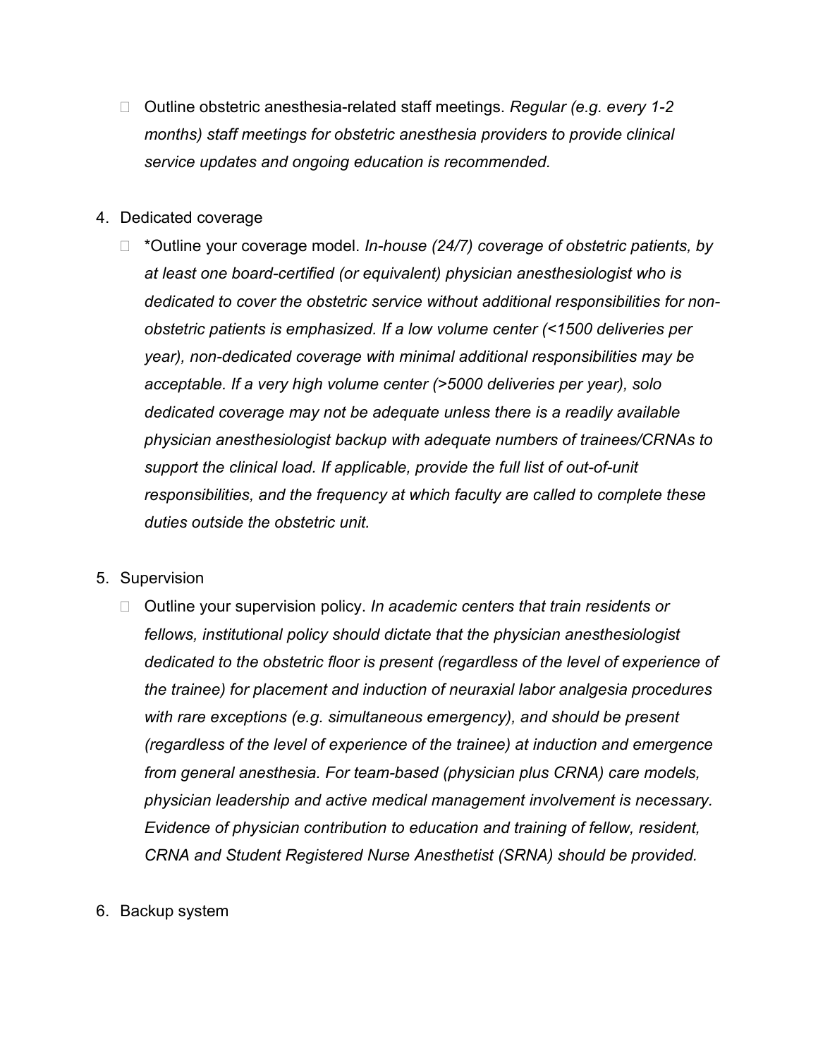- Outline obstetric anesthesia-related staff meetings. *Regular (e.g. every 1-2 months) staff meetings for obstetric anesthesia providers to provide clinical service updates and ongoing education is recommended.*

4. Dedicated coverage
   - *Outline your coverage model. *In-house (24/7) coverage of obstetric patients, by at least one board-certified (or equivalent) physician anesthesiologist who is dedicated to cover the obstetric service without additional responsibilities for non-obstetric patients is emphasized. If a low volume center (<1500 deliveries per year), non-dedicated coverage with minimal additional responsibilities may be acceptable. If a very high volume center (>5000 deliveries per year), solo dedicated coverage may not be adequate unless there is a readily available physician anesthesiologist backup with adequate numbers of trainees/CRNAs to support the clinical load. If applicable, provide the full list of out-of-unit responsibilities, and the frequency at which faculty are called to complete these duties outside the obstetric unit.*

5. Supervision
   - Outline your supervision policy. *In academic centers that train residents or fellows, institutional policy should dictate that the physician anesthesiologist dedicated to the obstetric floor is present (regardless of the level of experience of the trainee) for placement and induction of neuraxial labor analgesia procedures with rare exceptions (e.g. simultaneous emergency), and should be present (regardless of the level of experience of the trainee) at induction and emergence from general anesthesia. For team-based (physician plus CRNA) care models, physician leadership and active medical management involvement is necessary. Evidence of physician contribution to education and training of fellow, resident, CRNA and Student Registered Nurse Anesthetist (SRNA) should be provided.*

6. Backup system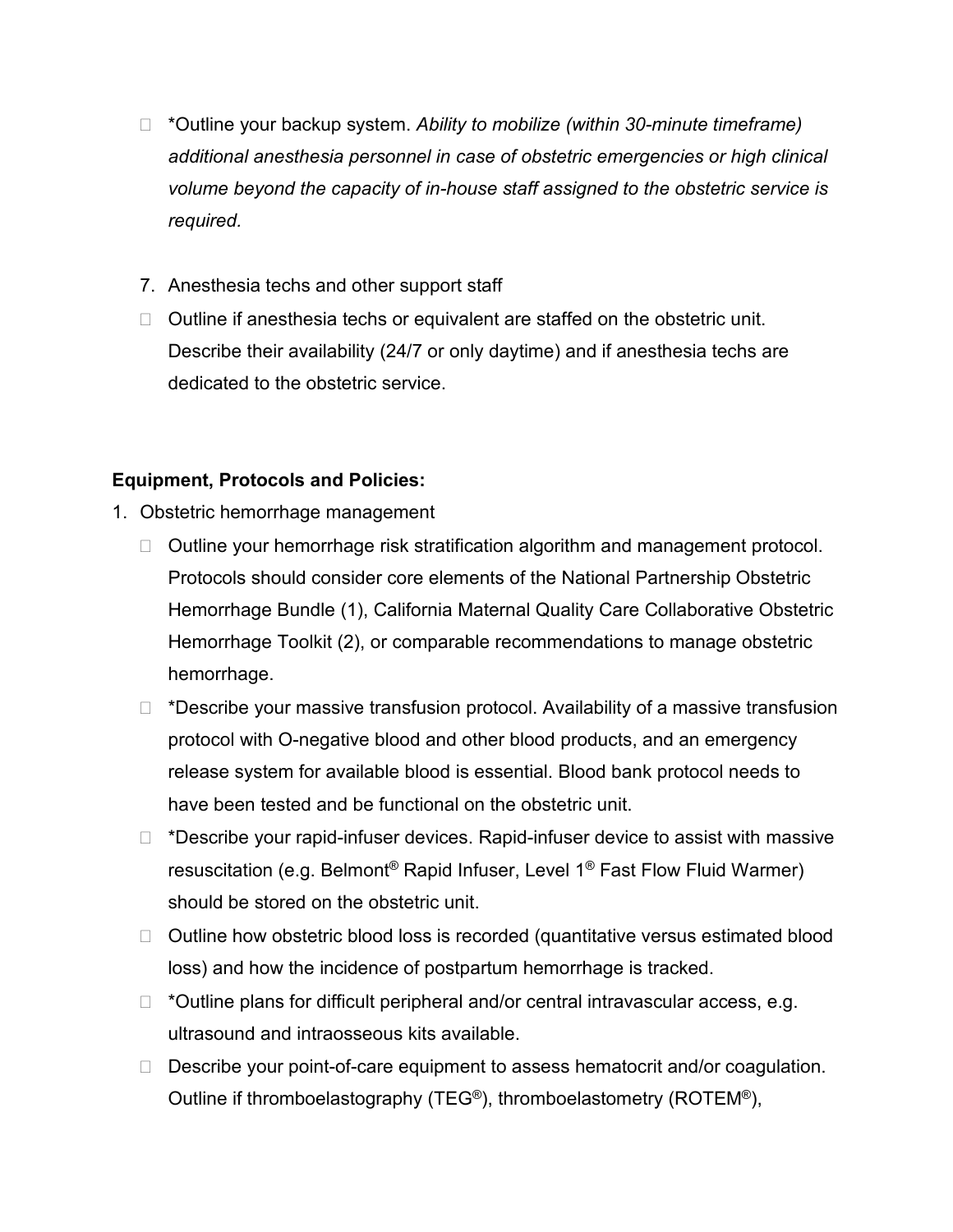- *Outline your backup system. *Ability to mobilize (within 30-minute timeframe) additional anesthesia personnel in case of obstetric emergencies or high clinical volume beyond the capacity of in-house staff assigned to the obstetric service is required.*

7. Anesthesia techs and other support staff
   - Outline if anesthesia techs or equivalent are staffed on the obstetric unit. Describe their availability (24/7 or only daytime) and if anesthesia techs are dedicated to the obstetric service.

**Equipment, Protocols and Policies:**

1. Obstetric hemorrhage management
   - Outline your hemorrhage risk stratification algorithm and management protocol. Protocols should consider core elements of the National Partnership Obstetric Hemorrhage Bundle (1), California Maternal Quality Care Collaborative Obstetric Hemorrhage Toolkit (2), or comparable recommendations to manage obstetric hemorrhage.
   - *Describe your massive transfusion protocol. Availability of a massive transfusion protocol with O-negative blood and other blood products, and an emergency release system for available blood is essential. Blood bank protocol needs to have been tested and be functional on the obstetric unit.
   - *Describe your rapid-infuser devices. Rapid-infuser device to assist with massive resuscitation (e.g. Belmont® Rapid Infuser, Level 1® Fast Flow Fluid Warmer) should be stored on the obstetric unit.
   - Outline how obstetric blood loss is recorded (quantitative versus estimated blood loss) and how the incidence of postpartum hemorrhage is tracked.
   - *Outline plans for difficult peripheral and/or central intravascular access, e.g. ultrasound and intraosseous kits available.
   - Describe your point-of-care equipment to assess hematocrit and/or coagulation. Outline if thromboelastography (TEG®), thromboelastometry (ROTEM®),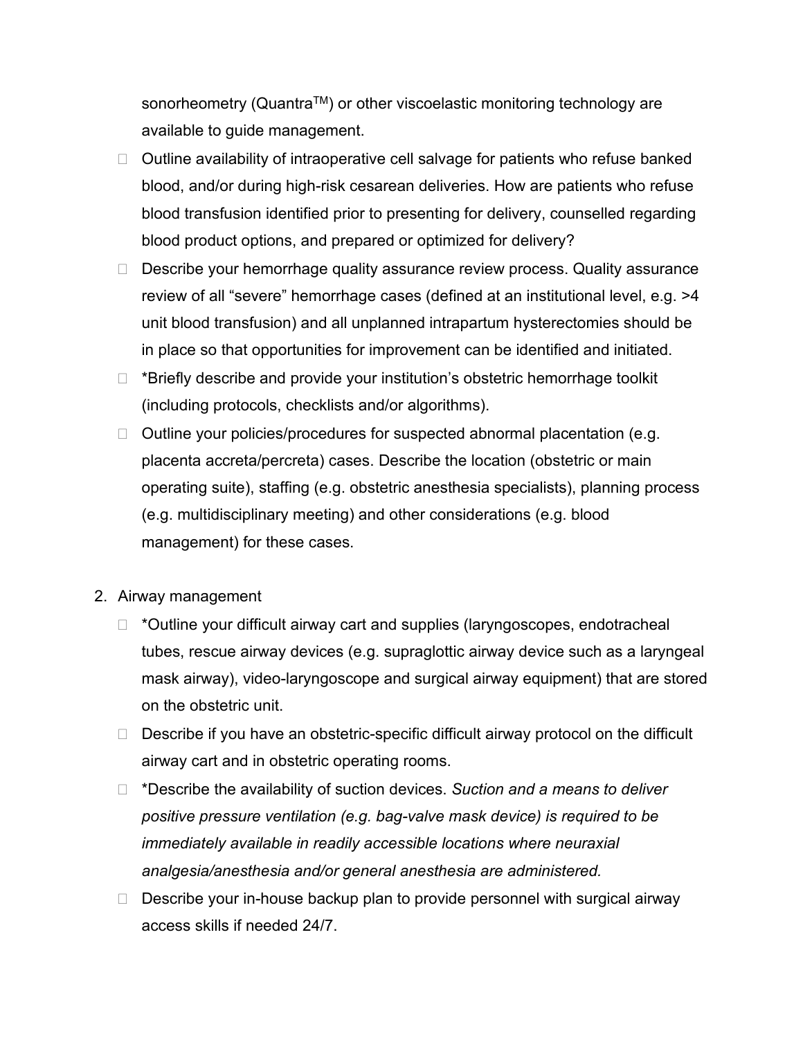sonorheometry (Quantra™) or other viscoelastic monitoring technology are available to guide management.

- Outline availability of intraoperative cell salvage for patients who refuse banked blood, and/or during high-risk cesarean deliveries. How are patients who refuse blood transfusion identified prior to presenting for delivery, counselled regarding blood product options, and prepared or optimized for delivery?
- Describe your hemorrhage quality assurance review process. Quality assurance review of all “severe” hemorrhage cases (defined at an institutional level, e.g. >4 unit blood transfusion) and all unplanned intrapartum hysterectomies should be in place so that opportunities for improvement can be identified and initiated.
- *Briefly describe and provide your institution’s obstetric hemorrhage toolkit (including protocols, checklists and/or algorithms).
- Outline your policies/procedures for suspected abnormal placentation (e.g. placenta accreta/percreta) cases. Describe the location (obstetric or main operating suite), staffing (e.g. obstetric anesthesia specialists), planning process (e.g. multidisciplinary meeting) and other considerations (e.g. blood management) for these cases.

2. Airway management
    - *Outline your difficult airway cart and supplies (laryngoscopes, endotracheal tubes, rescue airway devices (e.g. supraglottic airway device such as a laryngeal mask airway), video-laryngoscope and surgical airway equipment) that are stored on the obstetric unit.
    - Describe if you have an obstetric-specific difficult airway protocol on the difficult airway cart and in obstetric operating rooms.
    - *Describe the availability of suction devices. *Suction and a means to deliver positive pressure ventilation (e.g. bag-valve mask device) is required to be immediately available in readily accessible locations where neuraxial analgesia/anesthesia and/or general anesthesia are administered.*
    - Describe your in-house backup plan to provide personnel with surgical airway access skills if needed 24/7.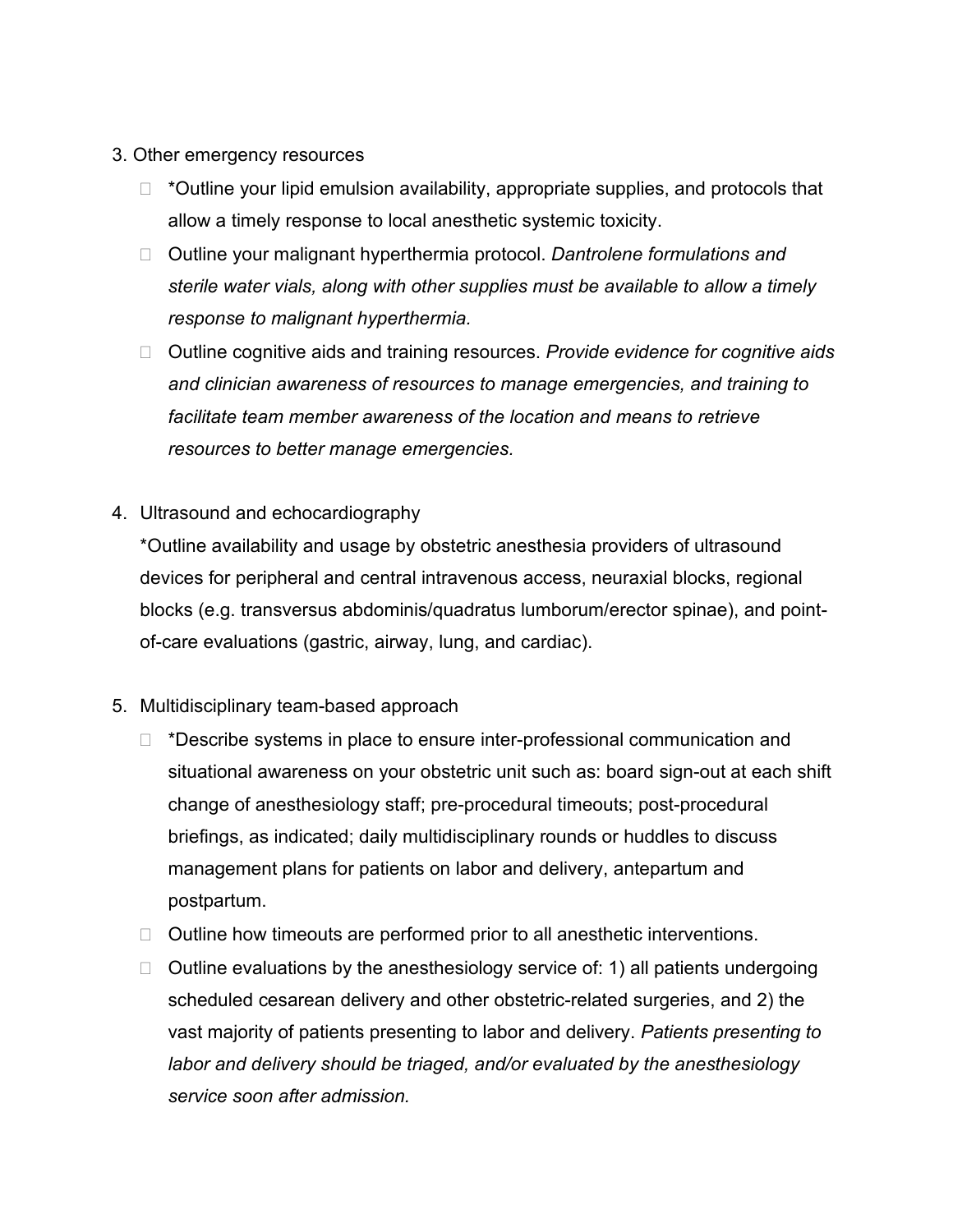3. Other emergency resources

    - *Outline your lipid emulsion availability, appropriate supplies, and protocols that allow a timely response to local anesthetic systemic toxicity.
    - Outline your malignant hyperthermia protocol. *Dantrolene formulations and sterile water vials, along with other supplies must be available to allow a timely response to malignant hyperthermia.*
    - Outline cognitive aids and training resources. *Provide evidence for cognitive aids and clinician awareness of resources to manage emergencies, and training to facilitate team member awareness of the location and means to retrieve resources to better manage emergencies.*

4. Ultrasound and echocardiography

    *Outline availability and usage by obstetric anesthesia providers of ultrasound devices for peripheral and central intravenous access, neuraxial blocks, regional blocks (e.g. transversus abdominis/quadratus lumborum/erector spinae), and point-of-care evaluations (gastric, airway, lung, and cardiac).

5. Multidisciplinary team-based approach

    - *Describe systems in place to ensure inter-professional communication and situational awareness on your obstetric unit such as: board sign-out at each shift change of anesthesiology staff; pre-procedural timeouts; post-procedural briefings, as indicated; daily multidisciplinary rounds or huddles to discuss management plans for patients on labor and delivery, antepartum and postpartum.
    - Outline how timeouts are performed prior to all anesthetic interventions.
    - Outline evaluations by the anesthesiology service of: 1) all patients undergoing scheduled cesarean delivery and other obstetric-related surgeries, and 2) the vast majority of patients presenting to labor and delivery. *Patients presenting to labor and delivery should be triaged, and/or evaluated by the anesthesiology service soon after admission.*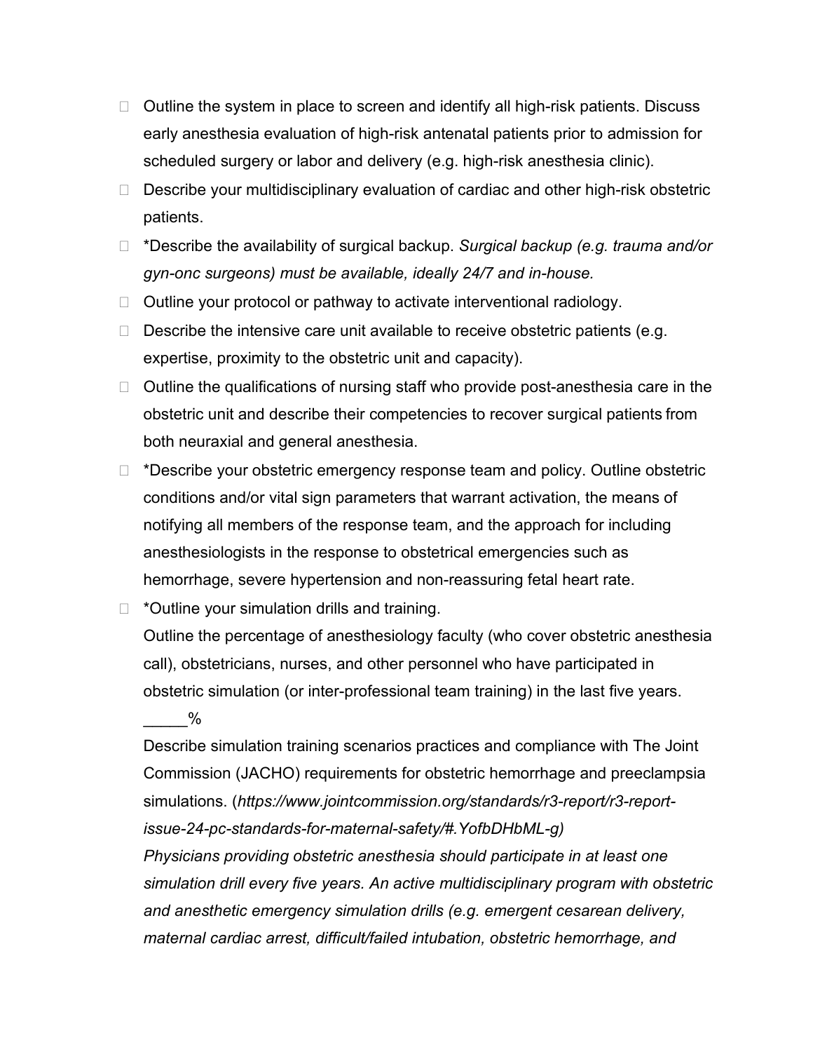- Outline the system in place to screen and identify all high-risk patients. Discuss early anesthesia evaluation of high-risk antenatal patients prior to admission for scheduled surgery or labor and delivery (e.g. high-risk anesthesia clinic).
- Describe your multidisciplinary evaluation of cardiac and other high-risk obstetric patients.
- *Describe the availability of surgical backup. *Surgical backup (e.g. trauma and/or gyn-onc surgeons) must be available, ideally 24/7 and in-house.*
- Outline your protocol or pathway to activate interventional radiology.
- Describe the intensive care unit available to receive obstetric patients (e.g. expertise, proximity to the obstetric unit and capacity).
- Outline the qualifications of nursing staff who provide post-anesthesia care in the obstetric unit and describe their competencies to recover surgical patients from both neuraxial and general anesthesia.
- *Describe your obstetric emergency response team and policy. Outline obstetric conditions and/or vital sign parameters that warrant activation, the means of notifying all members of the response team, and the approach for including anesthesiologists in the response to obstetrical emergencies such as hemorrhage, severe hypertension and non-reassuring fetal heart rate.
- *Outline your simulation drills and training.

  Outline the percentage of anesthesiology faculty (who cover obstetric anesthesia call), obstetricians, nurses, and other personnel who have participated in obstetric simulation (or inter-professional team training) in the last five years. _____%

  Describe simulation training scenarios practices and compliance with The Joint Commission (JACHO) requirements for obstetric hemorrhage and preeclampsia simulations. (*https://www.jointcommission.org/standards/r3-report/r3-report-issue-24-pc-standards-for-maternal-safety/#.YofbDHbML-g)*

  *Physicians providing obstetric anesthesia should participate in at least one simulation drill every five years. An active multidisciplinary program with obstetric and anesthetic emergency simulation drills (e.g. emergent cesarean delivery, maternal cardiac arrest, difficult/failed intubation, obstetric hemorrhage, and*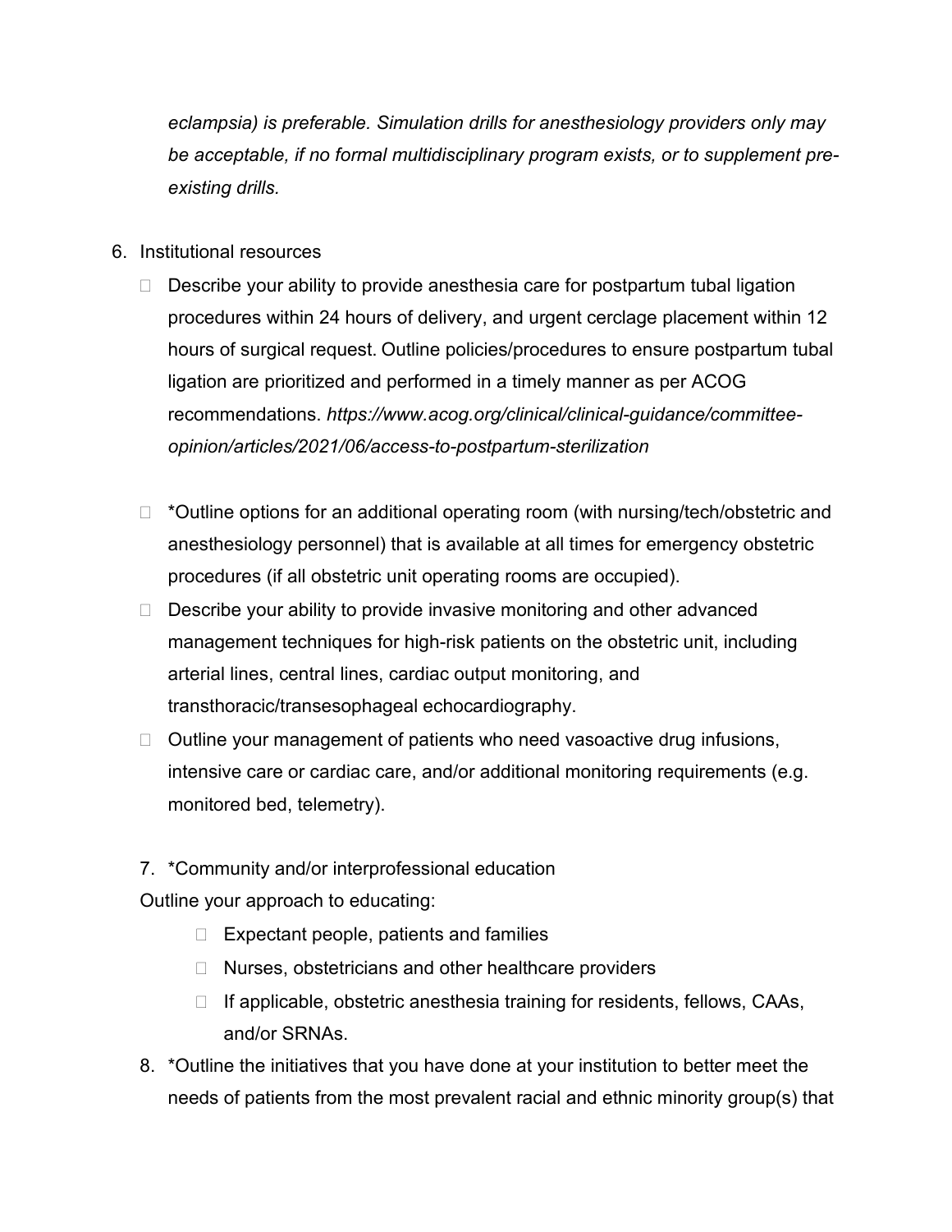*eclampsia) is preferable. Simulation drills for anesthesiology providers only may be acceptable, if no formal multidisciplinary program exists, or to supplement pre-existing drills.*

6. Institutional resources
   - Describe your ability to provide anesthesia care for postpartum tubal ligation procedures within 24 hours of delivery, and urgent cerclage placement within 12 hours of surgical request. Outline policies/procedures to ensure postpartum tubal ligation are prioritized and performed in a timely manner as per ACOG recommendations. *https://www.acog.org/clinical/clinical-guidance/committee-opinion/articles/2021/06/access-to-postpartum-sterilization*

   - *Outline options for an additional operating room (with nursing/tech/obstetric and anesthesiology personnel) that is available at all times for emergency obstetric procedures (if all obstetric unit operating rooms are occupied).
   - Describe your ability to provide invasive monitoring and other advanced management techniques for high-risk patients on the obstetric unit, including arterial lines, central lines, cardiac output monitoring, and transthoracic/transesophageal echocardiography.
   - Outline your management of patients who need vasoactive drug infusions, intensive care or cardiac care, and/or additional monitoring requirements (e.g. monitored bed, telemetry).

7. *Community and/or interprofessional education

   Outline your approach to educating:
   - Expectant people, patients and families
   - Nurses, obstetricians and other healthcare providers
   - If applicable, obstetric anesthesia training for residents, fellows, CAAs, and/or SRNAs.

8. *Outline the initiatives that you have done at your institution to better meet the needs of patients from the most prevalent racial and ethnic minority group(s) that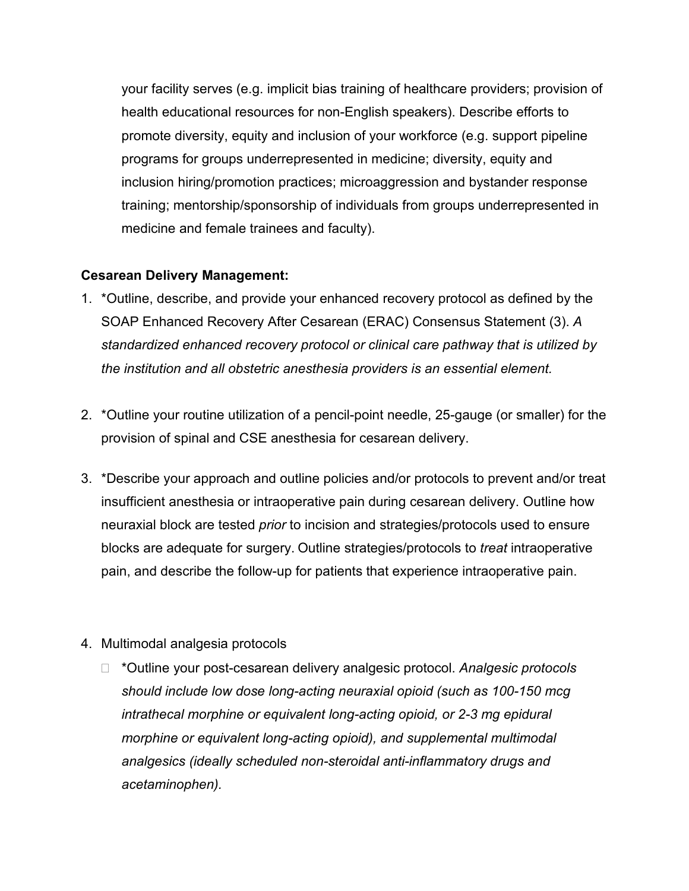your facility serves (e.g. implicit bias training of healthcare providers; provision of health educational resources for non-English speakers). Describe efforts to promote diversity, equity and inclusion of your workforce (e.g. support pipeline programs for groups underrepresented in medicine; diversity, equity and inclusion hiring/promotion practices; microaggression and bystander response training; mentorship/sponsorship of individuals from groups underrepresented in medicine and female trainees and faculty).

**Cesarean Delivery Management:**

1. *Outline, describe, and provide your enhanced recovery protocol as defined by the SOAP Enhanced Recovery After Cesarean (ERAC) Consensus Statement (3). *A standardized enhanced recovery protocol or clinical care pathway that is utilized by the institution and all obstetric anesthesia providers is an essential element.*

2. *Outline your routine utilization of a pencil-point needle, 25-gauge (or smaller) for the provision of spinal and CSE anesthesia for cesarean delivery.

3. *Describe your approach and outline policies and/or protocols to prevent and/or treat insufficient anesthesia or intraoperative pain during cesarean delivery. Outline how neuraxial block are tested *prior* to incision and strategies/protocols used to ensure blocks are adequate for surgery. Outline strategies/protocols to *treat* intraoperative pain, and describe the follow-up for patients that experience intraoperative pain.

4. Multimodal analgesia protocols
   - *Outline your post-cesarean delivery analgesic protocol. *Analgesic protocols should include low dose long-acting neuraxial opioid (such as 100-150 mcg intrathecal morphine or equivalent long-acting opioid, or 2-3 mg epidural morphine or equivalent long-acting opioid), and supplemental multimodal analgesics (ideally scheduled non-steroidal anti-inflammatory drugs and acetaminophen).*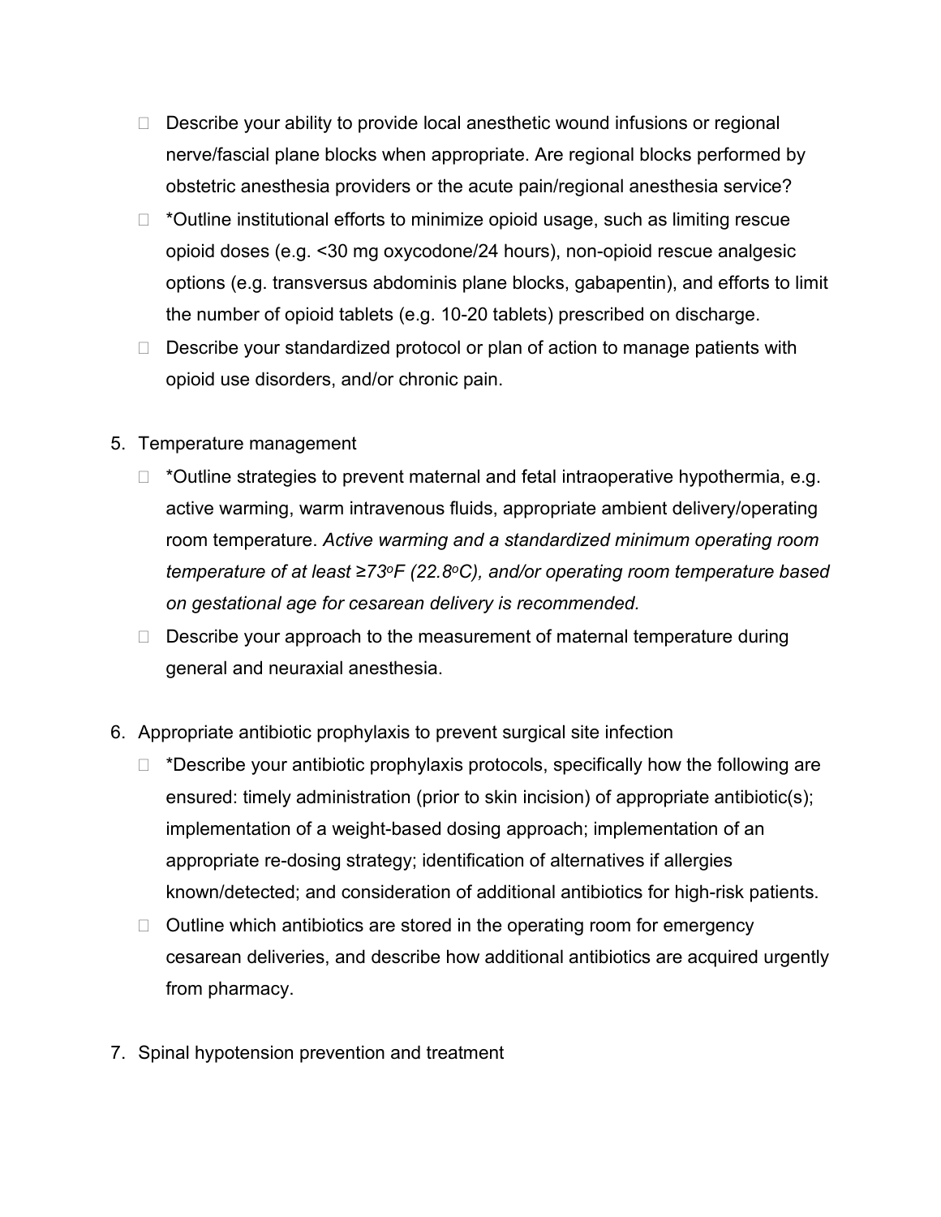- Describe your ability to provide local anesthetic wound infusions or regional nerve/fascial plane blocks when appropriate. Are regional blocks performed by obstetric anesthesia providers or the acute pain/regional anesthesia service?
- *Outline institutional efforts to minimize opioid usage, such as limiting rescue opioid doses (e.g. <30 mg oxycodone/24 hours), non-opioid rescue analgesic options (e.g. transversus abdominis plane blocks, gabapentin), and efforts to limit the number of opioid tablets (e.g. 10-20 tablets) prescribed on discharge.
- Describe your standardized protocol or plan of action to manage patients with opioid use disorders, and/or chronic pain.

5. Temperature management
   - *Outline strategies to prevent maternal and fetal intraoperative hypothermia, e.g. active warming, warm intravenous fluids, appropriate ambient delivery/operating room temperature. *Active warming and a standardized minimum operating room temperature of at least ≥73$^{o}$F (22.8$^{o}$C), and/or operating room temperature based on gestational age for cesarean delivery is recommended.*
   - Describe your approach to the measurement of maternal temperature during general and neuraxial anesthesia.

6. Appropriate antibiotic prophylaxis to prevent surgical site infection
   - *Describe your antibiotic prophylaxis protocols, specifically how the following are ensured: timely administration (prior to skin incision) of appropriate antibiotic(s); implementation of a weight-based dosing approach; implementation of an appropriate re-dosing strategy; identification of alternatives if allergies known/detected; and consideration of additional antibiotics for high-risk patients.
   - Outline which antibiotics are stored in the operating room for emergency cesarean deliveries, and describe how additional antibiotics are acquired urgently from pharmacy.

7. Spinal hypotension prevention and treatment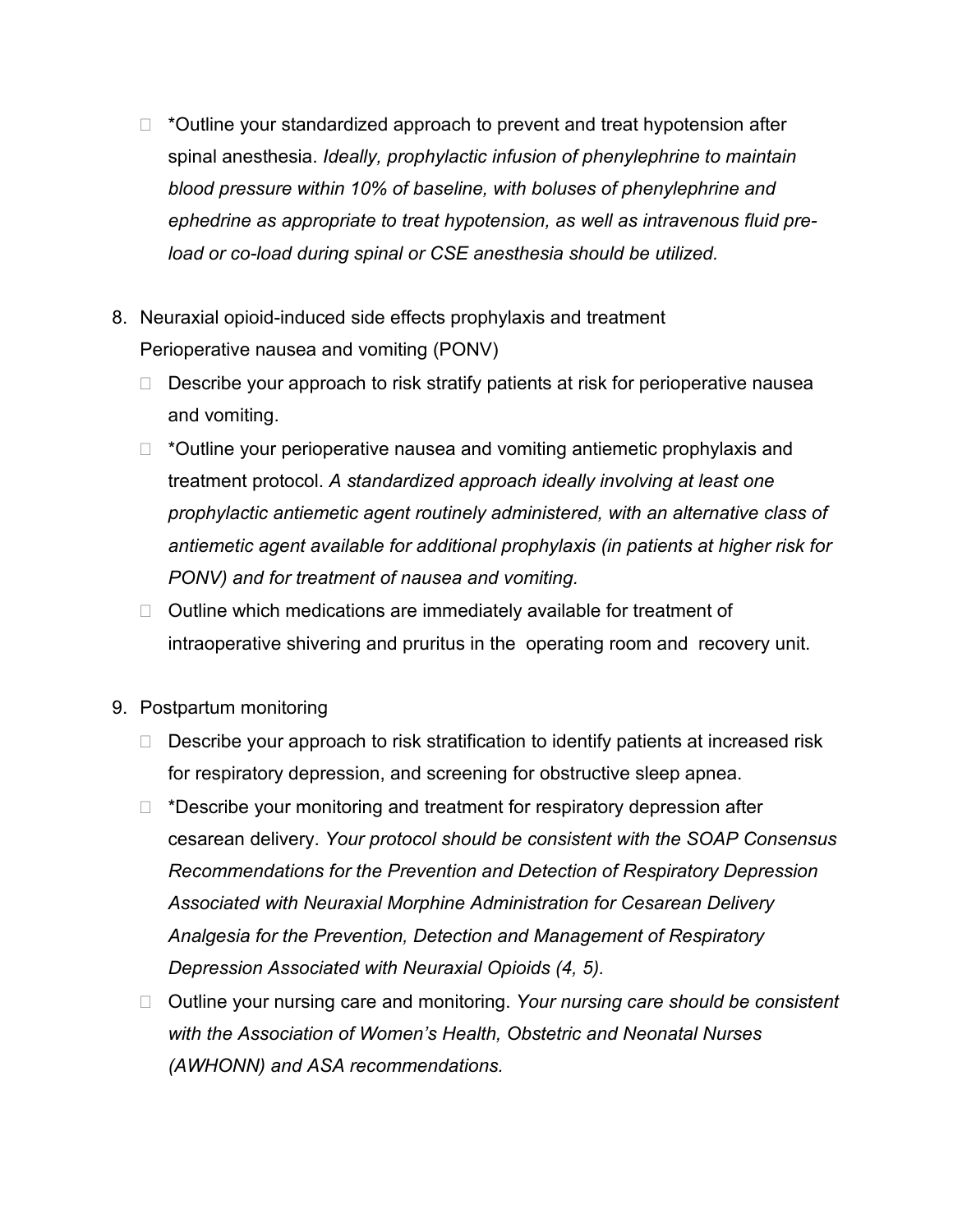- *Outline your standardized approach to prevent and treat hypotension after spinal anesthesia. *Ideally, prophylactic infusion of phenylephrine to maintain blood pressure within 10% of baseline, with boluses of phenylephrine and ephedrine as appropriate to treat hypotension, as well as intravenous fluid pre-load or co-load during spinal or CSE anesthesia should be utilized.*

8. Neuraxial opioid-induced side effects prophylaxis and treatment
   Perioperative nausea and vomiting (PONV)
   - Describe your approach to risk stratify patients at risk for perioperative nausea and vomiting.
   - *Outline your perioperative nausea and vomiting antiemetic prophylaxis and treatment protocol. *A standardized approach ideally involving at least one prophylactic antiemetic agent routinely administered, with an alternative class of antiemetic agent available for additional prophylaxis (in patients at higher risk for PONV) and for treatment of nausea and vomiting.*
   - Outline which medications are immediately available for treatment of intraoperative shivering and pruritus in the operating room and recovery unit.

9. Postpartum monitoring
   - Describe your approach to risk stratification to identify patients at increased risk for respiratory depression, and screening for obstructive sleep apnea.
   - *Describe your monitoring and treatment for respiratory depression after cesarean delivery. *Your protocol should be consistent with the SOAP Consensus Recommendations for the Prevention and Detection of Respiratory Depression Associated with Neuraxial Morphine Administration for Cesarean Delivery Analgesia for the Prevention, Detection and Management of Respiratory Depression Associated with Neuraxial Opioids (4, 5).*
   - Outline your nursing care and monitoring. *Your nursing care should be consistent with the Association of Women's Health, Obstetric and Neonatal Nurses (AWHONN) and ASA recommendations.*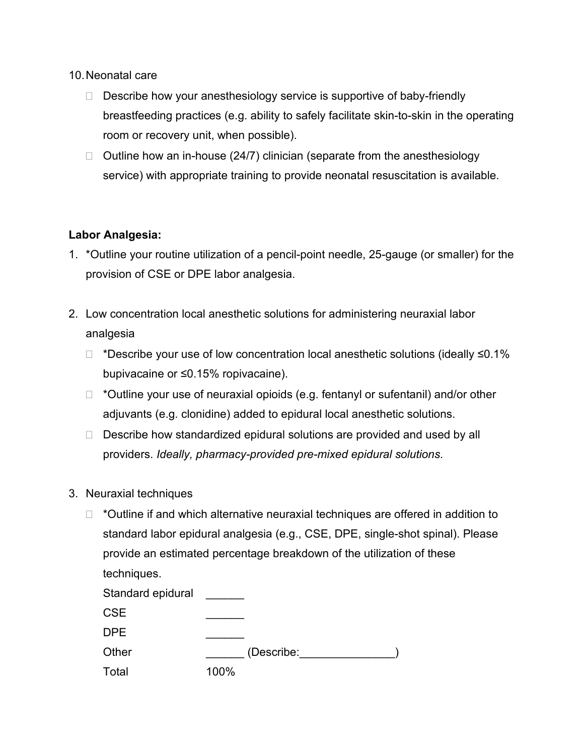10. Neonatal care
    - Describe how your anesthesiology service is supportive of baby-friendly breastfeeding practices (e.g. ability to safely facilitate skin-to-skin in the operating room or recovery unit, when possible).
    - Outline how an in-house (24/7) clinician (separate from the anesthesiology service) with appropriate training to provide neonatal resuscitation is available.

**Labor Analgesia:**

1. *Outline your routine utilization of a pencil-point needle, 25-gauge (or smaller) for the provision of CSE or DPE labor analgesia.

2. Low concentration local anesthetic solutions for administering neuraxial labor analgesia
    - *Describe your use of low concentration local anesthetic solutions (ideally ≤0.1% bupivacaine or ≤0.15% ropivacaine).
    - *Outline your use of neuraxial opioids (e.g. fentanyl or sufentanil) and/or other adjuvants (e.g. clonidine) added to epidural local anesthetic solutions.
    - Describe how standardized epidural solutions are provided and used by all providers. *Ideally, pharmacy-provided pre-mixed epidural solutions.*

3. Neuraxial techniques
    - *Outline if and which alternative neuraxial techniques are offered in addition to standard labor epidural analgesia (e.g., CSE, DPE, single-shot spinal). Please provide an estimated percentage breakdown of the utilization of these techniques.

      Standard epidural ______
      CSE ______
      DPE ______
      Other ______ (Describe:_______________)
      Total 100%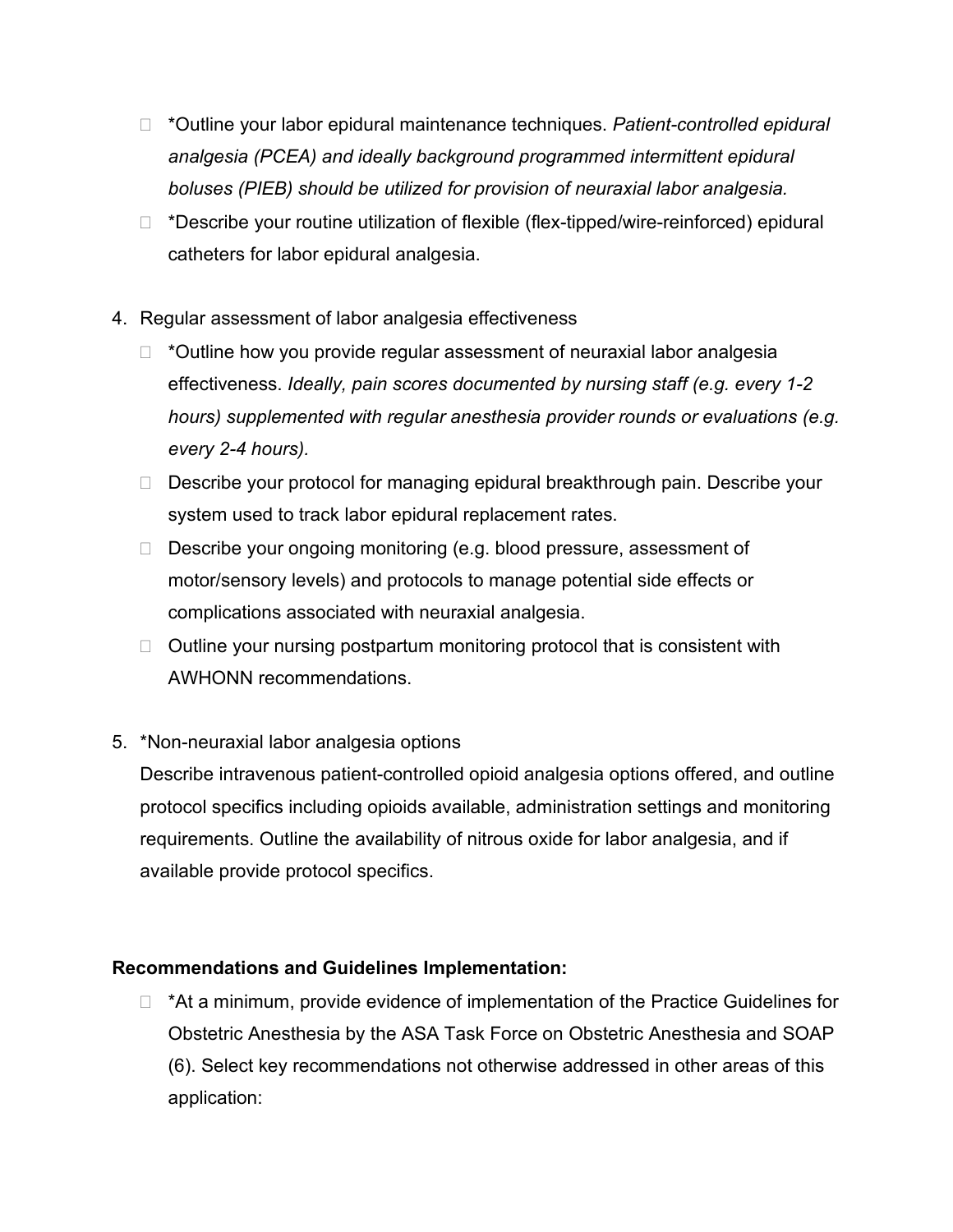- *Outline your labor epidural maintenance techniques. *Patient-controlled epidural analgesia (PCEA) and ideally background programmed intermittent epidural boluses (PIEB) should be utilized for provision of neuraxial labor analgesia.*
- *Describe your routine utilization of flexible (flex-tipped/wire-reinforced) epidural catheters for labor epidural analgesia.

4. Regular assessment of labor analgesia effectiveness
    - *Outline how you provide regular assessment of neuraxial labor analgesia effectiveness. *Ideally, pain scores documented by nursing staff (e.g. every 1-2 hours) supplemented with regular anesthesia provider rounds or evaluations (e.g. every 2-4 hours).*
    - Describe your protocol for managing epidural breakthrough pain. Describe your system used to track labor epidural replacement rates.
    - Describe your ongoing monitoring (e.g. blood pressure, assessment of motor/sensory levels) and protocols to manage potential side effects or complications associated with neuraxial analgesia.
    - Outline your nursing postpartum monitoring protocol that is consistent with AWHONN recommendations.

5. *Non-neuraxial labor analgesia options

    Describe intravenous patient-controlled opioid analgesia options offered, and outline protocol specifics including opioids available, administration settings and monitoring requirements. Outline the availability of nitrous oxide for labor analgesia, and if available provide protocol specifics.

**Recommendations and Guidelines Implementation:**

- *At a minimum, provide evidence of implementation of the Practice Guidelines for Obstetric Anesthesia by the ASA Task Force on Obstetric Anesthesia and SOAP (6). Select key recommendations not otherwise addressed in other areas of this application: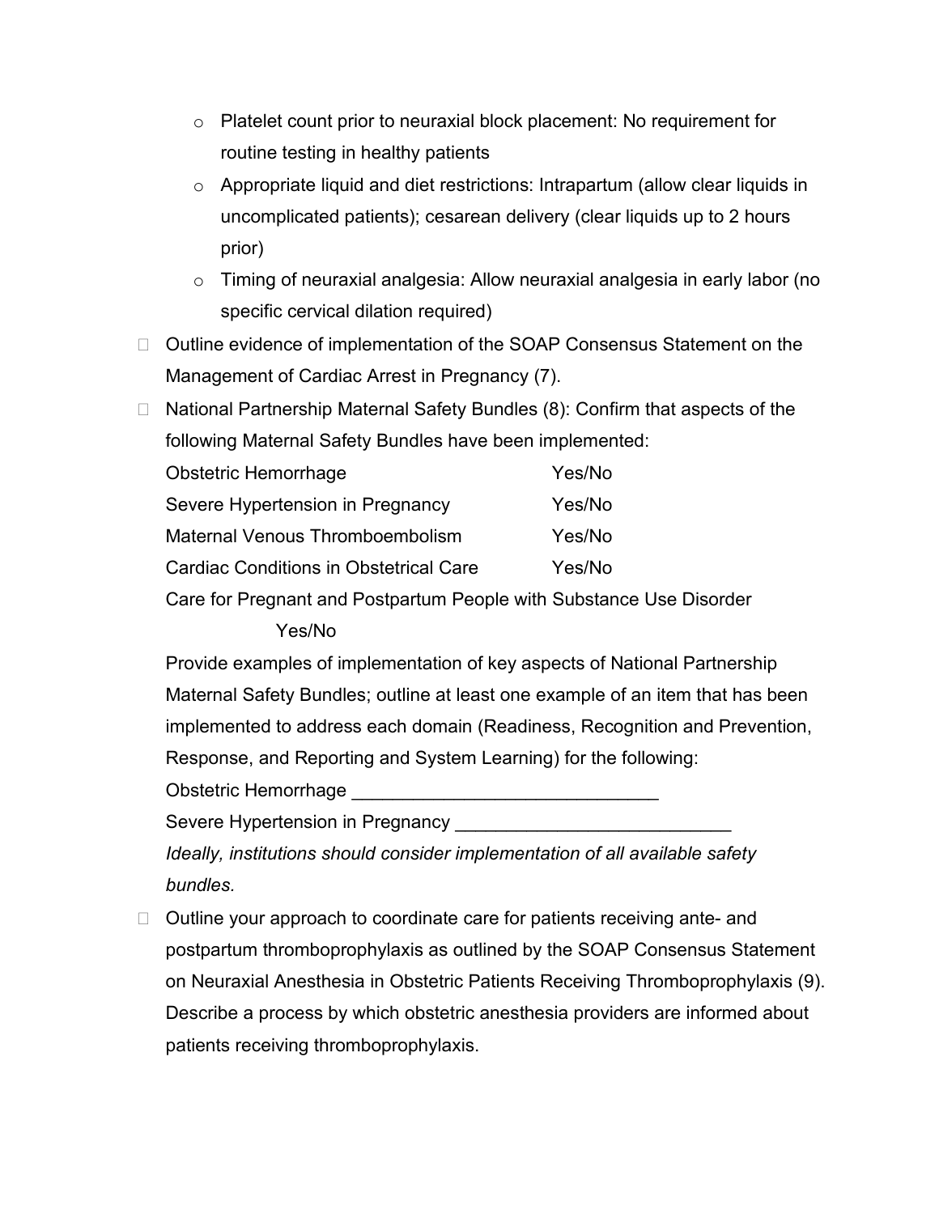- Platelet count prior to neuraxial block placement: No requirement for routine testing in healthy patients
  - Appropriate liquid and diet restrictions: Intrapartum (allow clear liquids in uncomplicated patients); cesarean delivery (clear liquids up to 2 hours prior)
  - Timing of neuraxial analgesia: Allow neuraxial analgesia in early labor (no specific cervical dilation required)

- Outline evidence of implementation of the SOAP Consensus Statement on the Management of Cardiac Arrest in Pregnancy (7).
- National Partnership Maternal Safety Bundles (8): Confirm that aspects of the following Maternal Safety Bundles have been implemented:

  Obstetric Hemorrhage Yes/No

  Severe Hypertension in Pregnancy Yes/No

  Maternal Venous Thromboembolism Yes/No

  Cardiac Conditions in Obstetrical Care Yes/No

  Care for Pregnant and Postpartum People with Substance Use Disorder Yes/No

  Provide examples of implementation of key aspects of National Partnership Maternal Safety Bundles; outline at least one example of an item that has been implemented to address each domain (Readiness, Recognition and Prevention, Response, and Reporting and System Learning) for the following:

  Obstetric Hemorrhage ______________________________

  Severe Hypertension in Pregnancy ___________________________

  *Ideally, institutions should consider implementation of all available safety bundles.*

- Outline your approach to coordinate care for patients receiving ante- and postpartum thromboprophylaxis as outlined by the SOAP Consensus Statement on Neuraxial Anesthesia in Obstetric Patients Receiving Thromboprophylaxis (9). Describe a process by which obstetric anesthesia providers are informed about patients receiving thromboprophylaxis.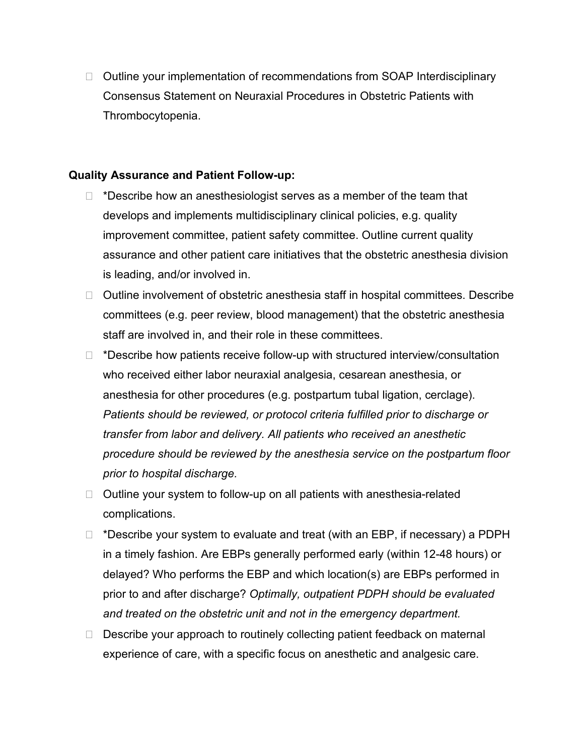- Outline your implementation of recommendations from SOAP Interdisciplinary Consensus Statement on Neuraxial Procedures in Obstetric Patients with Thrombocytopenia.

**Quality Assurance and Patient Follow-up:**

- *Describe how an anesthesiologist serves as a member of the team that develops and implements multidisciplinary clinical policies, e.g. quality improvement committee, patient safety committee. Outline current quality assurance and other patient care initiatives that the obstetric anesthesia division is leading, and/or involved in.
- Outline involvement of obstetric anesthesia staff in hospital committees. Describe committees (e.g. peer review, blood management) that the obstetric anesthesia staff are involved in, and their role in these committees.
- *Describe how patients receive follow-up with structured interview/consultation who received either labor neuraxial analgesia, cesarean anesthesia, or anesthesia for other procedures (e.g. postpartum tubal ligation, cerclage). *Patients should be reviewed, or protocol criteria fulfilled prior to discharge or transfer from labor and delivery. All patients who received an anesthetic procedure should be reviewed by the anesthesia service on the postpartum floor prior to hospital discharge.*
- Outline your system to follow-up on all patients with anesthesia-related complications.
- *Describe your system to evaluate and treat (with an EBP, if necessary) a PDPH in a timely fashion. Are EBPs generally performed early (within 12-48 hours) or delayed? Who performs the EBP and which location(s) are EBPs performed in prior to and after discharge? *Optimally, outpatient PDPH should be evaluated and treated on the obstetric unit and not in the emergency department.*
- Describe your approach to routinely collecting patient feedback on maternal experience of care, with a specific focus on anesthetic and analgesic care.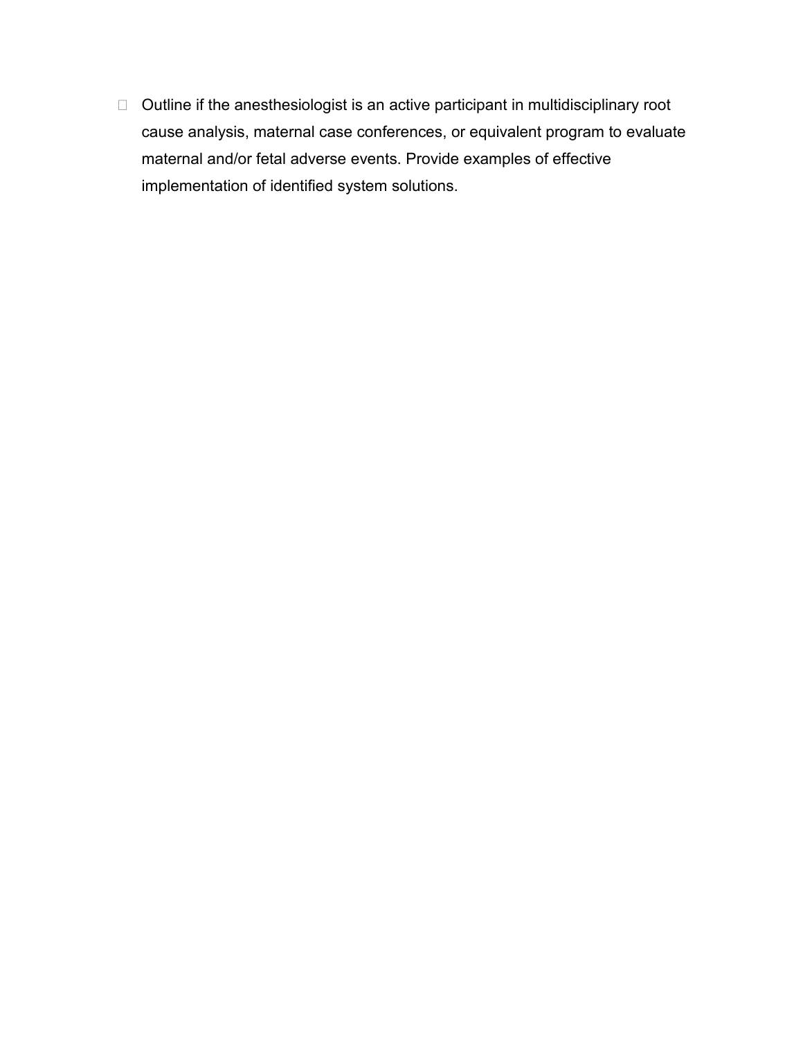- Outline if the anesthesiologist is an active participant in multidisciplinary root cause analysis, maternal case conferences, or equivalent program to evaluate maternal and/or fetal adverse events. Provide examples of effective implementation of identified system solutions.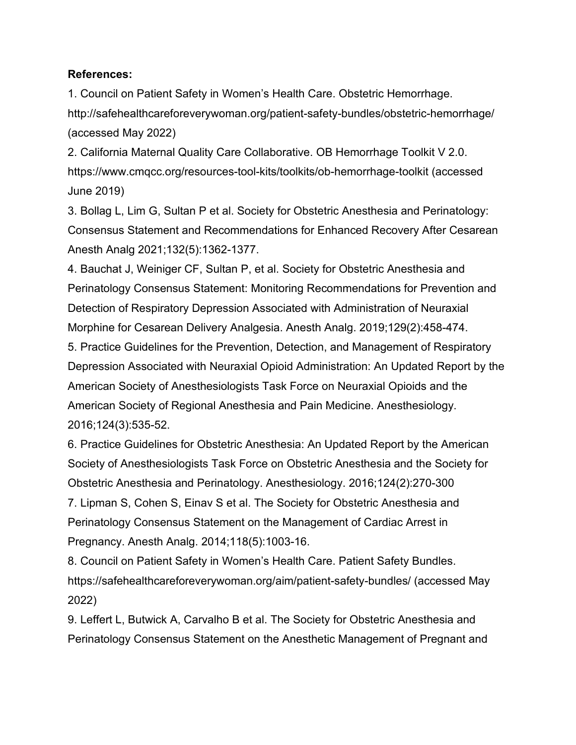**References:**

1. Council on Patient Safety in Women's Health Care. Obstetric Hemorrhage. http://safehealthcareforeverywoman.org/patient-safety-bundles/obstetric-hemorrhage/ (accessed May 2022)
2. California Maternal Quality Care Collaborative. OB Hemorrhage Toolkit V 2.0. https://www.cmqcc.org/resources-tool-kits/toolkits/ob-hemorrhage-toolkit (accessed June 2019)
3. Bollag L, Lim G, Sultan P et al. Society for Obstetric Anesthesia and Perinatology: Consensus Statement and Recommendations for Enhanced Recovery After Cesarean Anesth Analg 2021;132(5):1362-1377.
4. Bauchat J, Weiniger CF, Sultan P, et al. Society for Obstetric Anesthesia and Perinatology Consensus Statement: Monitoring Recommendations for Prevention and Detection of Respiratory Depression Associated with Administration of Neuraxial Morphine for Cesarean Delivery Analgesia. Anesth Analg. 2019;129(2):458-474.
5. Practice Guidelines for the Prevention, Detection, and Management of Respiratory Depression Associated with Neuraxial Opioid Administration: An Updated Report by the American Society of Anesthesiologists Task Force on Neuraxial Opioids and the American Society of Regional Anesthesia and Pain Medicine. Anesthesiology. 2016;124(3):535-52.
6. Practice Guidelines for Obstetric Anesthesia: An Updated Report by the American Society of Anesthesiologists Task Force on Obstetric Anesthesia and the Society for Obstetric Anesthesia and Perinatology. Anesthesiology. 2016;124(2):270-300
7. Lipman S, Cohen S, Einav S et al. The Society for Obstetric Anesthesia and Perinatology Consensus Statement on the Management of Cardiac Arrest in Pregnancy. Anesth Analg. 2014;118(5):1003-16.
8. Council on Patient Safety in Women's Health Care. Patient Safety Bundles. https://safehealthcareforeverywoman.org/aim/patient-safety-bundles/ (accessed May 2022)
9. Leffert L, Butwick A, Carvalho B et al. The Society for Obstetric Anesthesia and Perinatology Consensus Statement on the Anesthetic Management of Pregnant and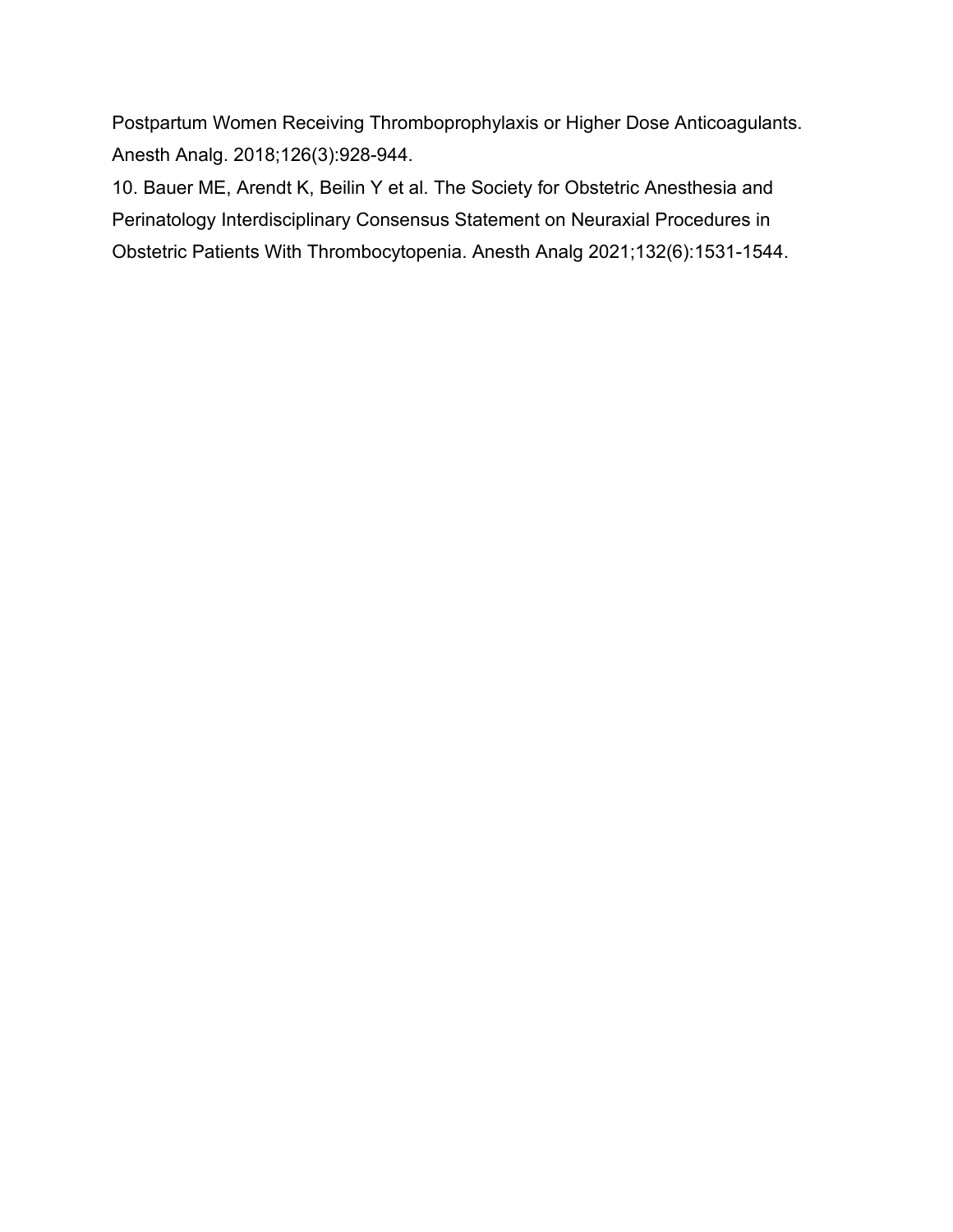Postpartum Women Receiving Thromboprophylaxis or Higher Dose Anticoagulants. Anesth Analg. 2018;126(3):928-944.

10. Bauer ME, Arendt K, Beilin Y et al. The Society for Obstetric Anesthesia and Perinatology Interdisciplinary Consensus Statement on Neuraxial Procedures in Obstetric Patients With Thrombocytopenia. Anesth Analg 2021;132(6):1531-1544.